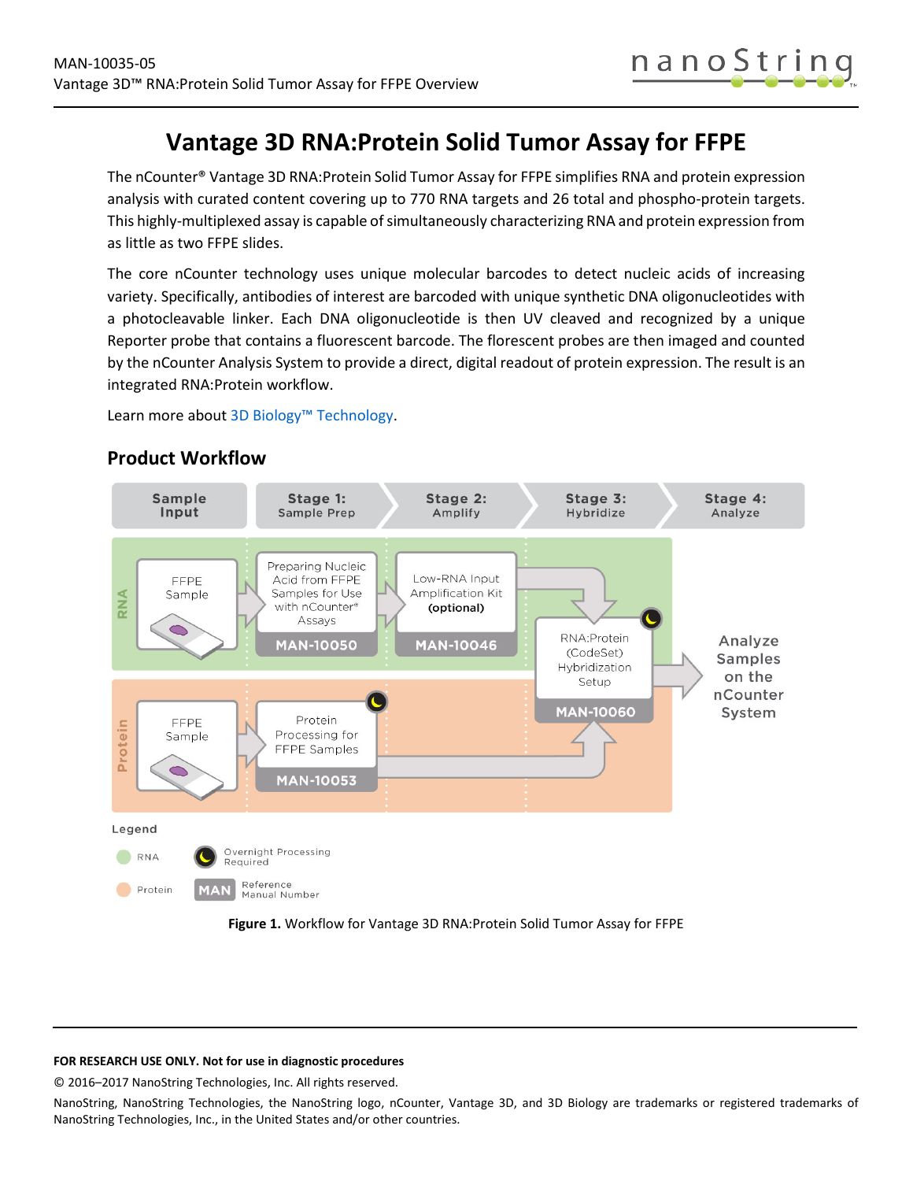# Vantage 3D RNA:Protein Solid Tumor Assay for FFPE

The nCounter® Vantage 3D RNA:Protein Solid Tumor Assay for FFPE simplifies RNA and protein expression analysis with curated content covering up to 770 RNA targets and 26 total and phospho-protein targets. This highly-multiplexed assay is capable of simultaneously characterizing RNA and protein expression from as little as two FFPE slides.

The core nCounter technology uses unique molecular barcodes to detect nucleic acids of increasing variety. Specifically, antibodies of interest are barcoded with unique synthetic DNA oligonucleotides with a photocleavable linker. Each DNA oligonucleotide is then UV cleaved and recognized by a unique Reporter probe that contains a fluorescent barcode. The florescent probes are then imaged and counted by the nCounter Analysis System to provide a direct, digital readout of protein expression. The result is an integrated RNA:Protein workflow.

Learn more about 3D Biology™ Technology.

## Product Workflow

| | Sample Input | Stage 1: Sample Prep | Stage 2: Amplify | Stage 3: Hybridize | Stage 4: Analyze |
|---|---|---|---|---|---|
| RNA | FFPE Sample | Preparing Nucleic Acid from FFPE Samples for Use with nCounter® Assays (MAN-10050) | Low-RNA Input Amplification Kit (optional) (MAN-10046) | RNA:Protein (CodeSet) Hybridization Setup (MAN-10060) | Analyze Samples on the nCounter System |
| Protein | FFPE Sample | Protein Processing for FFPE Samples (MAN-10053) | | | |

Legend: RNA; Protein; Overnight Processing Required; MAN Reference Manual Number

**Figure 1.** Workflow for Vantage 3D RNA:Protein Solid Tumor Assay for FFPE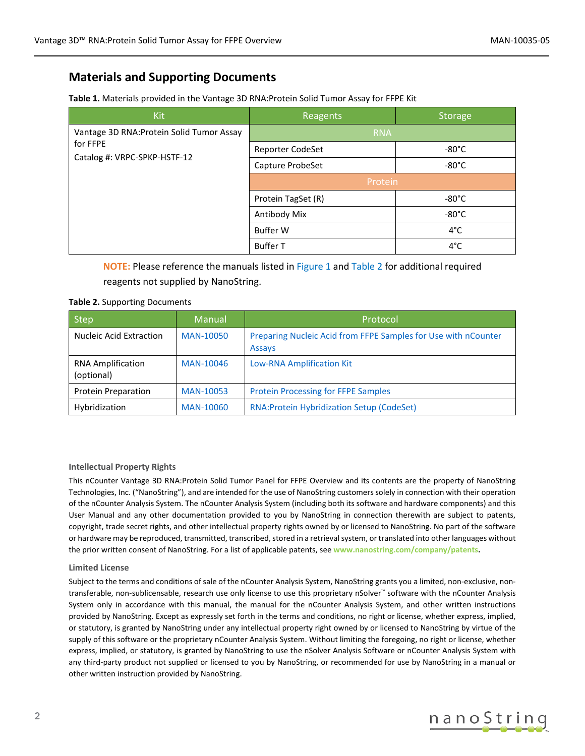## Materials and Supporting Documents

**Table 1.** Materials provided in the Vantage 3D RNA:Protein Solid Tumor Assay for FFPE Kit

| Kit | Reagents | Storage |
|---|---|---|
| Vantage 3D RNA:Protein Solid Tumor Assay for FFPE<br>Catalog #: VRPC-SPKP-HSTF-12 | **RNA** | |
| | Reporter CodeSet | -80°C |
| | Capture ProbeSet | -80°C |
| | **Protein** | |
| | Protein TagSet (R) | -80°C |
| | Antibody Mix | -80°C |
| | Buffer W | 4°C |
| | Buffer T | 4°C |

**NOTE:** Please reference the manuals listed in Figure 1 and Table 2 for additional required reagents not supplied by NanoString.

**Table 2.** Supporting Documents

| Step | Manual | Protocol |
|---|---|---|
| Nucleic Acid Extraction | MAN-10050 | Preparing Nucleic Acid from FFPE Samples for Use with nCounter Assays |
| RNA Amplification (optional) | MAN-10046 | Low-RNA Amplification Kit |
| Protein Preparation | MAN-10053 | Protein Processing for FFPE Samples |
| Hybridization | MAN-10060 | RNA:Protein Hybridization Setup (CodeSet) |

#### Intellectual Property Rights

This nCounter Vantage 3D RNA:Protein Solid Tumor Panel for FFPE Overview and its contents are the property of NanoString Technologies, Inc. ("NanoString"), and are intended for the use of NanoString customers solely in connection with their operation of the nCounter Analysis System. The nCounter Analysis System (including both its software and hardware components) and this User Manual and any other documentation provided to you by NanoString in connection therewith are subject to patents, copyright, trade secret rights, and other intellectual property rights owned by or licensed to NanoString. No part of the software or hardware may be reproduced, transmitted, transcribed, stored in a retrieval system, or translated into other languages without the prior written consent of NanoString. For a list of applicable patents, see **www.nanostring.com/company/patents.**

#### Limited License

Subject to the terms and conditions of sale of the nCounter Analysis System, NanoString grants you a limited, non-exclusive, non-transferable, non-sublicensable, research use only license to use this proprietary nSolver™ software with the nCounter Analysis System only in accordance with this manual, the manual for the nCounter Analysis System, and other written instructions provided by NanoString. Except as expressly set forth in the terms and conditions, no right or license, whether express, implied, or statutory, is granted by NanoString under any intellectual property right owned by or licensed to NanoString by virtue of the supply of this software or the proprietary nCounter Analysis System. Without limiting the foregoing, no right or license, whether express, implied, or statutory, is granted by NanoString to use the nSolver Analysis Software or nCounter Analysis System with any third-party product not supplied or licensed to you by NanoString, or recommended for use by NanoString in a manual or other written instruction provided by NanoString.